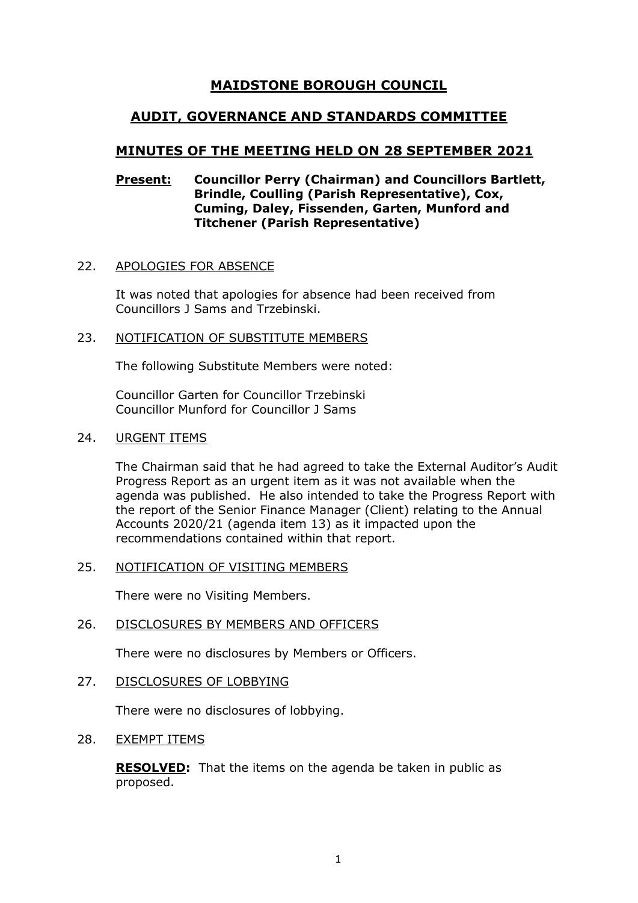# MAIDSTONE BOROUGH COUNCIL

## AUDIT, GOVERNANCE AND STANDARDS COMMITTEE

## MINUTES OF THE MEETING HELD ON 28 SEPTEMBER 2021

**Present: Councillor Perry (Chairman) and Councillors Bartlett, Brindle, Coulling (Parish Representative), Cox, Cuming, Daley, Fissenden, Garten, Munford and Titchener (Parish Representative)**

22. APOLOGIES FOR ABSENCE

It was noted that apologies for absence had been received from Councillors J Sams and Trzebinski.

23. NOTIFICATION OF SUBSTITUTE MEMBERS

The following Substitute Members were noted:

Councillor Garten for Councillor Trzebinski
Councillor Munford for Councillor J Sams

24. URGENT ITEMS

The Chairman said that he had agreed to take the External Auditor's Audit Progress Report as an urgent item as it was not available when the agenda was published. He also intended to take the Progress Report with the report of the Senior Finance Manager (Client) relating to the Annual Accounts 2020/21 (agenda item 13) as it impacted upon the recommendations contained within that report.

25. NOTIFICATION OF VISITING MEMBERS

There were no Visiting Members.

26. DISCLOSURES BY MEMBERS AND OFFICERS

There were no disclosures by Members or Officers.

27. DISCLOSURES OF LOBBYING

There were no disclosures of lobbying.

28. EXEMPT ITEMS

**RESOLVED:** That the items on the agenda be taken in public as proposed.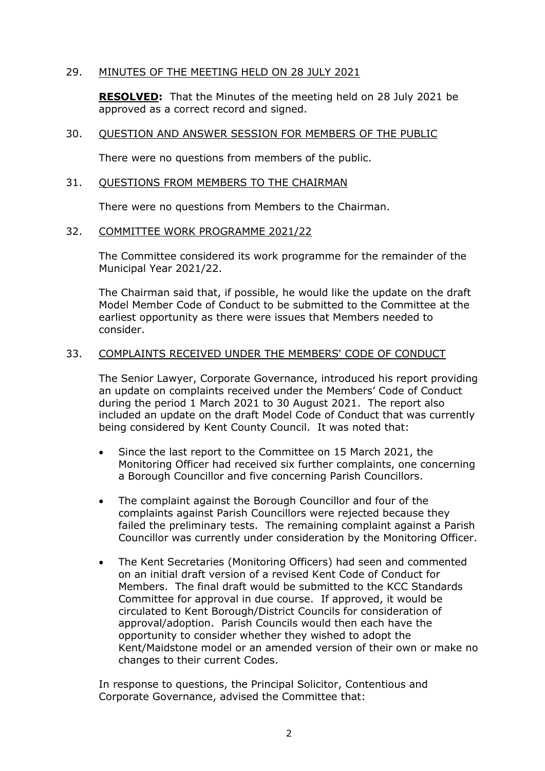29. MINUTES OF THE MEETING HELD ON 28 JULY 2021

**RESOLVED:** That the Minutes of the meeting held on 28 July 2021 be approved as a correct record and signed.

30. QUESTION AND ANSWER SESSION FOR MEMBERS OF THE PUBLIC

There were no questions from members of the public.

31. QUESTIONS FROM MEMBERS TO THE CHAIRMAN

There were no questions from Members to the Chairman.

32. COMMITTEE WORK PROGRAMME 2021/22

The Committee considered its work programme for the remainder of the Municipal Year 2021/22.

The Chairman said that, if possible, he would like the update on the draft Model Member Code of Conduct to be submitted to the Committee at the earliest opportunity as there were issues that Members needed to consider.

33. COMPLAINTS RECEIVED UNDER THE MEMBERS' CODE OF CONDUCT

The Senior Lawyer, Corporate Governance, introduced his report providing an update on complaints received under the Members' Code of Conduct during the period 1 March 2021 to 30 August 2021. The report also included an update on the draft Model Code of Conduct that was currently being considered by Kent County Council. It was noted that:

- Since the last report to the Committee on 15 March 2021, the Monitoring Officer had received six further complaints, one concerning a Borough Councillor and five concerning Parish Councillors.
- The complaint against the Borough Councillor and four of the complaints against Parish Councillors were rejected because they failed the preliminary tests. The remaining complaint against a Parish Councillor was currently under consideration by the Monitoring Officer.
- The Kent Secretaries (Monitoring Officers) had seen and commented on an initial draft version of a revised Kent Code of Conduct for Members. The final draft would be submitted to the KCC Standards Committee for approval in due course. If approved, it would be circulated to Kent Borough/District Councils for consideration of approval/adoption. Parish Councils would then each have the opportunity to consider whether they wished to adopt the Kent/Maidstone model or an amended version of their own or make no changes to their current Codes.

In response to questions, the Principal Solicitor, Contentious and Corporate Governance, advised the Committee that: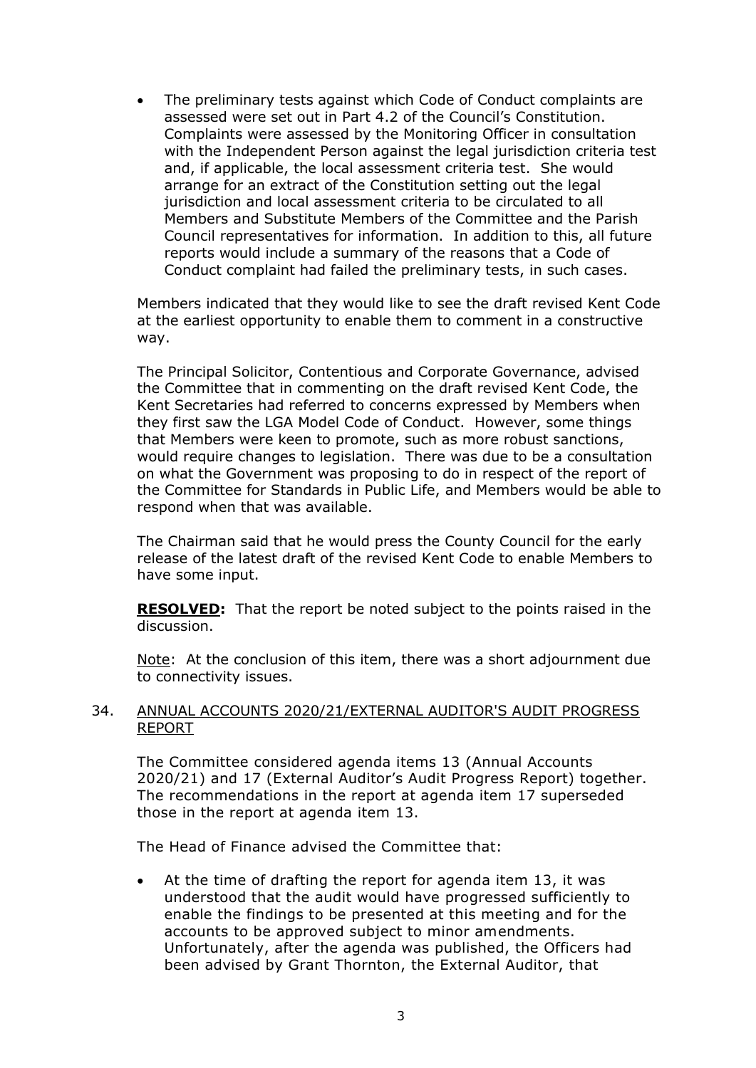- The preliminary tests against which Code of Conduct complaints are assessed were set out in Part 4.2 of the Council's Constitution. Complaints were assessed by the Monitoring Officer in consultation with the Independent Person against the legal jurisdiction criteria test and, if applicable, the local assessment criteria test. She would arrange for an extract of the Constitution setting out the legal jurisdiction and local assessment criteria to be circulated to all Members and Substitute Members of the Committee and the Parish Council representatives for information. In addition to this, all future reports would include a summary of the reasons that a Code of Conduct complaint had failed the preliminary tests, in such cases.

Members indicated that they would like to see the draft revised Kent Code at the earliest opportunity to enable them to comment in a constructive way.

The Principal Solicitor, Contentious and Corporate Governance, advised the Committee that in commenting on the draft revised Kent Code, the Kent Secretaries had referred to concerns expressed by Members when they first saw the LGA Model Code of Conduct. However, some things that Members were keen to promote, such as more robust sanctions, would require changes to legislation. There was due to be a consultation on what the Government was proposing to do in respect of the report of the Committee for Standards in Public Life, and Members would be able to respond when that was available.

The Chairman said that he would press the County Council for the early release of the latest draft of the revised Kent Code to enable Members to have some input.

**RESOLVED:** That the report be noted subject to the points raised in the discussion.

Note: At the conclusion of this item, there was a short adjournment due to connectivity issues.

34. ANNUAL ACCOUNTS 2020/21/EXTERNAL AUDITOR'S AUDIT PROGRESS REPORT

The Committee considered agenda items 13 (Annual Accounts 2020/21) and 17 (External Auditor's Audit Progress Report) together. The recommendations in the report at agenda item 17 superseded those in the report at agenda item 13.

The Head of Finance advised the Committee that:

- At the time of drafting the report for agenda item 13, it was understood that the audit would have progressed sufficiently to enable the findings to be presented at this meeting and for the accounts to be approved subject to minor amendments. Unfortunately, after the agenda was published, the Officers had been advised by Grant Thornton, the External Auditor, that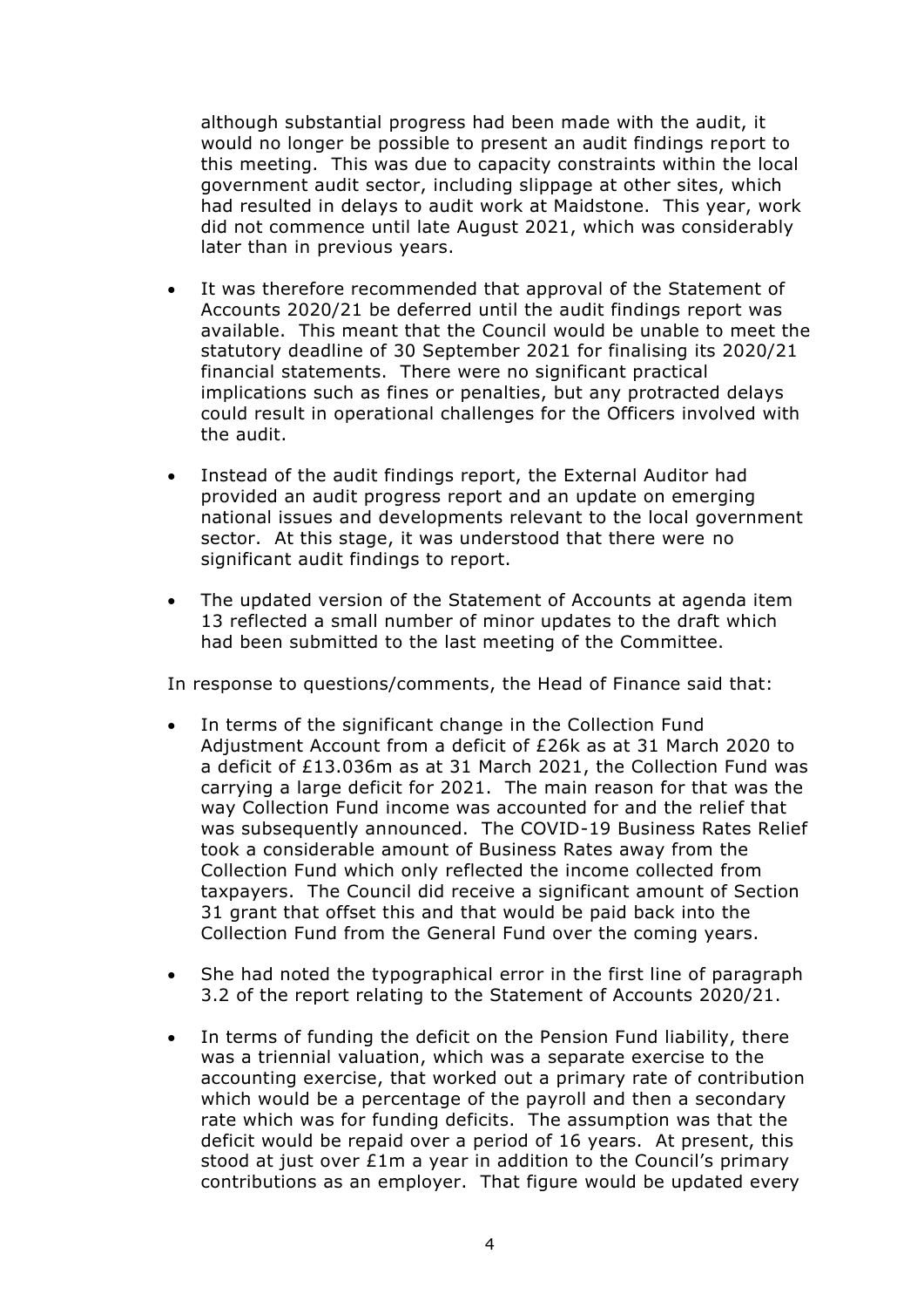although substantial progress had been made with the audit, it would no longer be possible to present an audit findings report to this meeting. This was due to capacity constraints within the local government audit sector, including slippage at other sites, which had resulted in delays to audit work at Maidstone. This year, work did not commence until late August 2021, which was considerably later than in previous years.

- It was therefore recommended that approval of the Statement of Accounts 2020/21 be deferred until the audit findings report was available. This meant that the Council would be unable to meet the statutory deadline of 30 September 2021 for finalising its 2020/21 financial statements. There were no significant practical implications such as fines or penalties, but any protracted delays could result in operational challenges for the Officers involved with the audit.
- Instead of the audit findings report, the External Auditor had provided an audit progress report and an update on emerging national issues and developments relevant to the local government sector. At this stage, it was understood that there were no significant audit findings to report.
- The updated version of the Statement of Accounts at agenda item 13 reflected a small number of minor updates to the draft which had been submitted to the last meeting of the Committee.

In response to questions/comments, the Head of Finance said that:

- In terms of the significant change in the Collection Fund Adjustment Account from a deficit of £26k as at 31 March 2020 to a deficit of £13.036m as at 31 March 2021, the Collection Fund was carrying a large deficit for 2021. The main reason for that was the way Collection Fund income was accounted for and the relief that was subsequently announced. The COVID-19 Business Rates Relief took a considerable amount of Business Rates away from the Collection Fund which only reflected the income collected from taxpayers. The Council did receive a significant amount of Section 31 grant that offset this and that would be paid back into the Collection Fund from the General Fund over the coming years.
- She had noted the typographical error in the first line of paragraph 3.2 of the report relating to the Statement of Accounts 2020/21.
- In terms of funding the deficit on the Pension Fund liability, there was a triennial valuation, which was a separate exercise to the accounting exercise, that worked out a primary rate of contribution which would be a percentage of the payroll and then a secondary rate which was for funding deficits. The assumption was that the deficit would be repaid over a period of 16 years. At present, this stood at just over £1m a year in addition to the Council's primary contributions as an employer. That figure would be updated every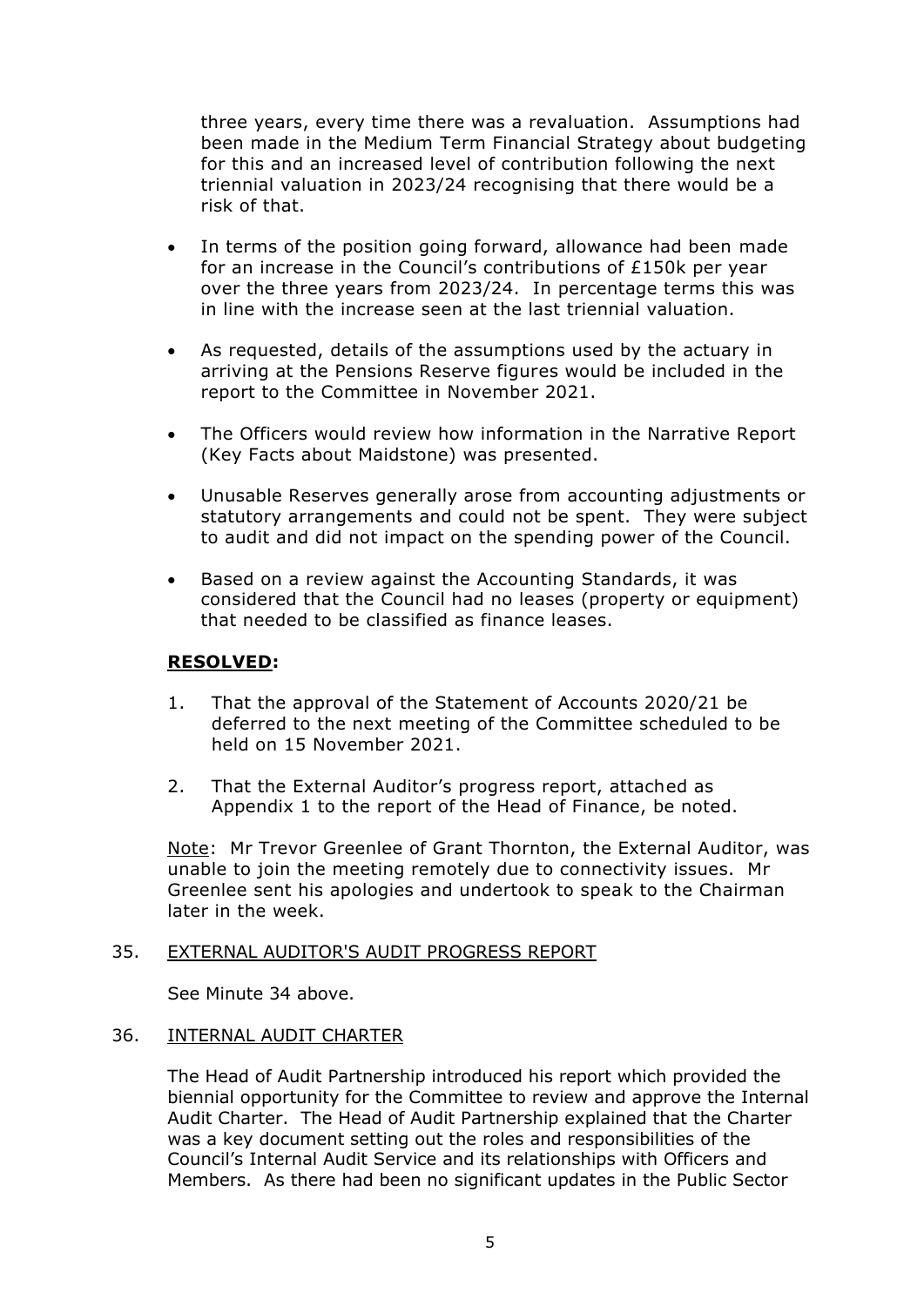three years, every time there was a revaluation. Assumptions had been made in the Medium Term Financial Strategy about budgeting for this and an increased level of contribution following the next triennial valuation in 2023/24 recognising that there would be a risk of that.

- In terms of the position going forward, allowance had been made for an increase in the Council's contributions of £150k per year over the three years from 2023/24. In percentage terms this was in line with the increase seen at the last triennial valuation.
- As requested, details of the assumptions used by the actuary in arriving at the Pensions Reserve figures would be included in the report to the Committee in November 2021.
- The Officers would review how information in the Narrative Report (Key Facts about Maidstone) was presented.
- Unusable Reserves generally arose from accounting adjustments or statutory arrangements and could not be spent. They were subject to audit and did not impact on the spending power of the Council.
- Based on a review against the Accounting Standards, it was considered that the Council had no leases (property or equipment) that needed to be classified as finance leases.

**RESOLVED:**

1. That the approval of the Statement of Accounts 2020/21 be deferred to the next meeting of the Committee scheduled to be held on 15 November 2021.
2. That the External Auditor's progress report, attached as Appendix 1 to the report of the Head of Finance, be noted.

Note: Mr Trevor Greenlee of Grant Thornton, the External Auditor, was unable to join the meeting remotely due to connectivity issues. Mr Greenlee sent his apologies and undertook to speak to the Chairman later in the week.

35. EXTERNAL AUDITOR'S AUDIT PROGRESS REPORT

See Minute 34 above.

36. INTERNAL AUDIT CHARTER

The Head of Audit Partnership introduced his report which provided the biennial opportunity for the Committee to review and approve the Internal Audit Charter. The Head of Audit Partnership explained that the Charter was a key document setting out the roles and responsibilities of the Council's Internal Audit Service and its relationships with Officers and Members. As there had been no significant updates in the Public Sector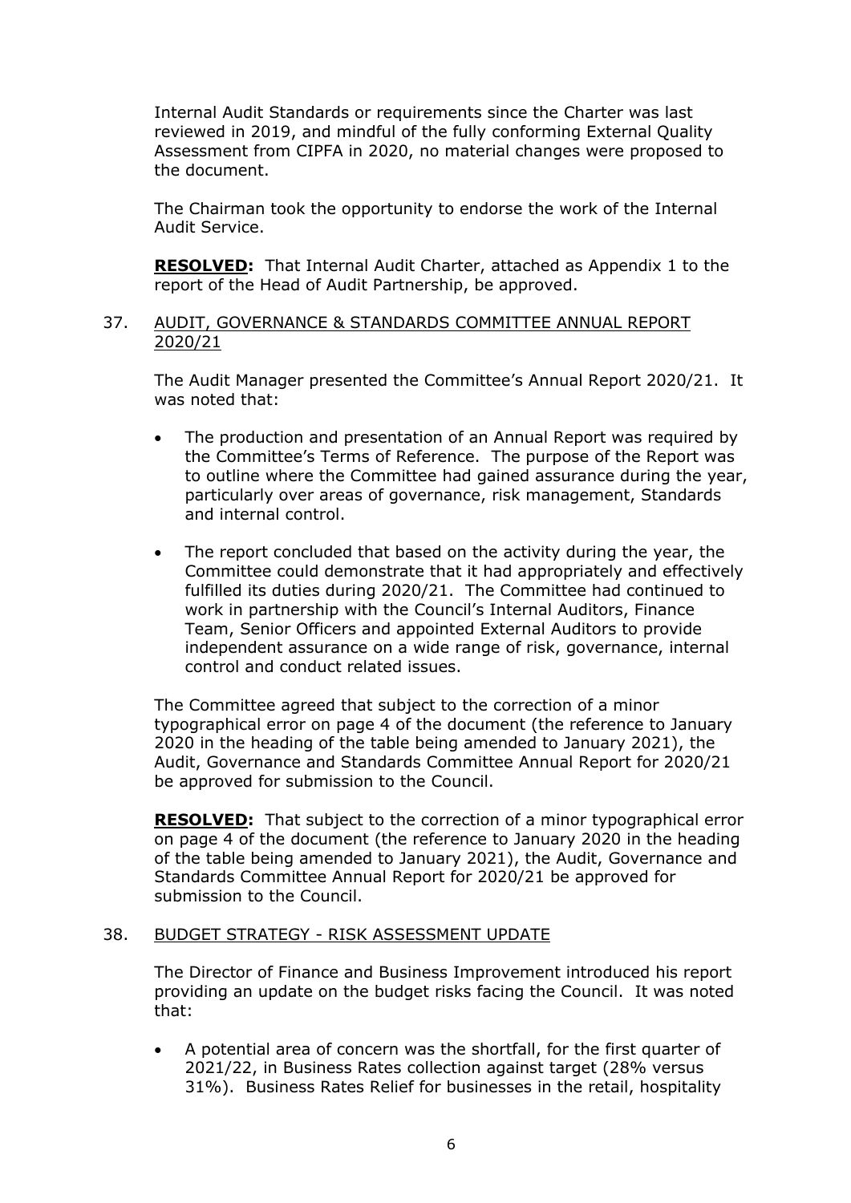Internal Audit Standards or requirements since the Charter was last reviewed in 2019, and mindful of the fully conforming External Quality Assessment from CIPFA in 2020, no material changes were proposed to the document.

The Chairman took the opportunity to endorse the work of the Internal Audit Service.

**RESOLVED:** That Internal Audit Charter, attached as Appendix 1 to the report of the Head of Audit Partnership, be approved.

37. AUDIT, GOVERNANCE & STANDARDS COMMITTEE ANNUAL REPORT 2020/21

The Audit Manager presented the Committee's Annual Report 2020/21. It was noted that:

- The production and presentation of an Annual Report was required by the Committee's Terms of Reference. The purpose of the Report was to outline where the Committee had gained assurance during the year, particularly over areas of governance, risk management, Standards and internal control.
- The report concluded that based on the activity during the year, the Committee could demonstrate that it had appropriately and effectively fulfilled its duties during 2020/21. The Committee had continued to work in partnership with the Council's Internal Auditors, Finance Team, Senior Officers and appointed External Auditors to provide independent assurance on a wide range of risk, governance, internal control and conduct related issues.

The Committee agreed that subject to the correction of a minor typographical error on page 4 of the document (the reference to January 2020 in the heading of the table being amended to January 2021), the Audit, Governance and Standards Committee Annual Report for 2020/21 be approved for submission to the Council.

**RESOLVED:** That subject to the correction of a minor typographical error on page 4 of the document (the reference to January 2020 in the heading of the table being amended to January 2021), the Audit, Governance and Standards Committee Annual Report for 2020/21 be approved for submission to the Council.

38. BUDGET STRATEGY - RISK ASSESSMENT UPDATE

The Director of Finance and Business Improvement introduced his report providing an update on the budget risks facing the Council. It was noted that:

- A potential area of concern was the shortfall, for the first quarter of 2021/22, in Business Rates collection against target (28% versus 31%). Business Rates Relief for businesses in the retail, hospitality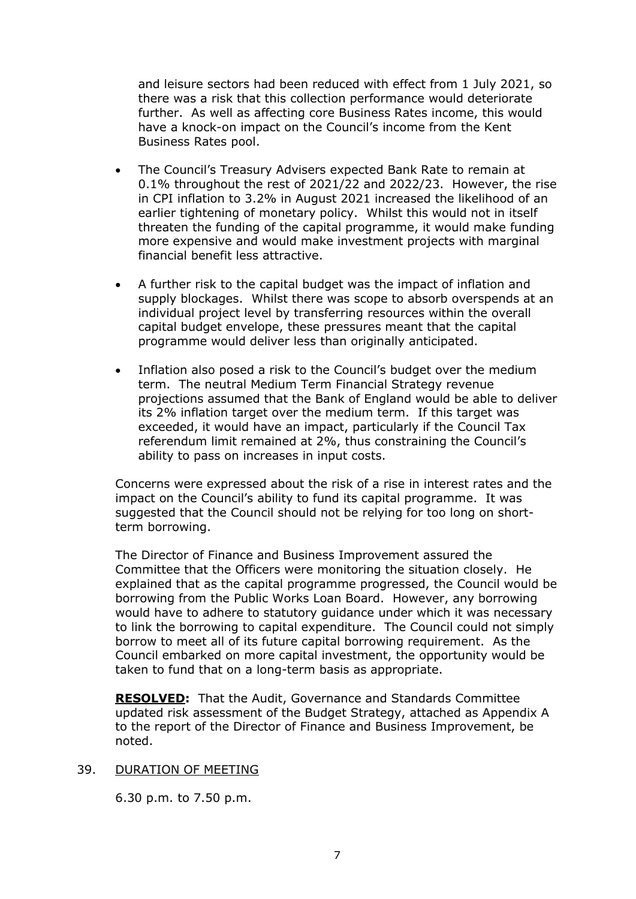and leisure sectors had been reduced with effect from 1 July 2021, so there was a risk that this collection performance would deteriorate further. As well as affecting core Business Rates income, this would have a knock-on impact on the Council's income from the Kent Business Rates pool.

- The Council's Treasury Advisers expected Bank Rate to remain at 0.1% throughout the rest of 2021/22 and 2022/23. However, the rise in CPI inflation to 3.2% in August 2021 increased the likelihood of an earlier tightening of monetary policy. Whilst this would not in itself threaten the funding of the capital programme, it would make funding more expensive and would make investment projects with marginal financial benefit less attractive.

- A further risk to the capital budget was the impact of inflation and supply blockages. Whilst there was scope to absorb overspends at an individual project level by transferring resources within the overall capital budget envelope, these pressures meant that the capital programme would deliver less than originally anticipated.

- Inflation also posed a risk to the Council's budget over the medium term. The neutral Medium Term Financial Strategy revenue projections assumed that the Bank of England would be able to deliver its 2% inflation target over the medium term. If this target was exceeded, it would have an impact, particularly if the Council Tax referendum limit remained at 2%, thus constraining the Council's ability to pass on increases in input costs.

Concerns were expressed about the risk of a rise in interest rates and the impact on the Council's ability to fund its capital programme. It was suggested that the Council should not be relying for too long on short-term borrowing.

The Director of Finance and Business Improvement assured the Committee that the Officers were monitoring the situation closely. He explained that as the capital programme progressed, the Council would be borrowing from the Public Works Loan Board. However, any borrowing would have to adhere to statutory guidance under which it was necessary to link the borrowing to capital expenditure. The Council could not simply borrow to meet all of its future capital borrowing requirement. As the Council embarked on more capital investment, the opportunity would be taken to fund that on a long-term basis as appropriate.

**RESOLVED:** That the Audit, Governance and Standards Committee updated risk assessment of the Budget Strategy, attached as Appendix A to the report of the Director of Finance and Business Improvement, be noted.

39. DURATION OF MEETING

6.30 p.m. to 7.50 p.m.